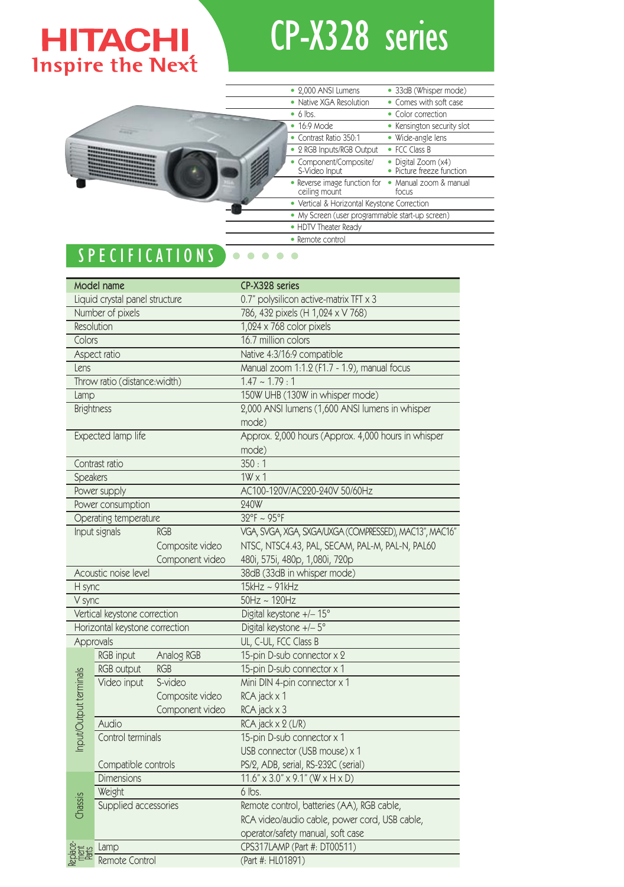# HITACHI
Inspire the Next

# CP-X328 series

| | |
|---|---|
| • 2,000 ANSI Lumens | • 33dB (Whisper mode) |
| • Native XGA Resolution | • Comes with soft case |
| • 6 lbs. | • Color correction |
| • 16:9 Mode | • Kensington security slot |
| • Contrast Ratio 350:1 | • Wide-angle lens |
| • 2 RGB Inputs/RGB Output | • FCC Class B |
| • Component/Composite/ S-Video Input | • Digital Zoom (x4) • Picture freeze function |
| • Reverse image function for ceiling mount | • Manual zoom & manual focus |
| • Vertical & Horizontal Keystone Correction | |
| • My Screen (user programmable start-up screen) | |
| • HDTV Theater Ready | |
| • Remote control | |

## SPECIFICATIONS

| Model name | | | CP-X328 series |
|---|---|---|---|
| Liquid crystal panel structure | | | 0.7" polysilicon active-matrix TFT x 3 |
| Number of pixels | | | 786, 432 pixels (H 1,024 x V 768) |
| Resolution | | | 1,024 x 768 color pixels |
| Colors | | | 16.7 million colors |
| Aspect ratio | | | Native 4:3/16:9 compatible |
| Lens | | | Manual zoom 1:1.2 (F1.7 - 1.9), manual focus |
| Throw ratio (distance:width) | | | 1.47 ~ 1.79 : 1 |
| Lamp | | | 150W UHB (130W in whisper mode) |
| Brightness | | | 2,000 ANSI lumens (1,600 ANSI lumens in whisper mode) |
| Expected lamp life | | | Approx. 2,000 hours (Approx. 4,000 hours in whisper mode) |
| Contrast ratio | | | 350 : 1 |
| Speakers | | | 1W x 1 |
| Power supply | | | AC100-120V/AC220-240V 50/60Hz |
| Power consumption | | | 240W |
| Operating temperature | | | 32°F ~ 95°F |
| Input signals | | RGB | VGA, SVGA, XGA, SXGA/UXGA (COMPRESSED), MAC13", MAC16" |
| | | Composite video | NTSC, NTSC4.43, PAL, SECAM, PAL-M, PAL-N, PAL60 |
| | | Component video | 480i, 575i, 480p, 1,080i, 720p |
| Acoustic noise level | | | 38dB (33dB in whisper mode) |
| H sync | | | 15kHz ~ 91kHz |
| V sync | | | 50Hz ~ 120Hz |
| Vertical keystone correction | | | Digital keystone +/– 15° |
| Horizontal keystone correction | | | Digital keystone +/– 5° |
| Approvals | | | UL, C-UL, FCC Class B |
| Input/Output terminals | RGB input | Analog RGB | 15-pin D-sub connector x 2 |
| | RGB output | RGB | 15-pin D-sub connector x 1 |
| | Video input | S-video | Mini DIN 4-pin connector x 1 |
| | | Composite video | RCA jack x 1 |
| | | Component video | RCA jack x 3 |
| | Audio | | RCA jack x 2 (L/R) |
| | Control terminals | | 15-pin D-sub connector x 1 |
| | | | USB connector (USB mouse) x 1 |
| | Compatible controls | | PS/2, ADB, serial, RS-232C (serial) |
| Chassis | Dimensions | | 11.6" x 3.0" x 9.1" (W x H x D) |
| | Weight | | 6 lbs. |
| | Supplied accessories | | Remote control, batteries (AA), RGB cable, RCA video/audio cable, power cord, USB cable, operator/safety manual, soft case |
| Replacement Parts | Lamp | | CPS317LAMP (Part #: DT00511) |
| | Remote Control | | (Part #: HL01891) |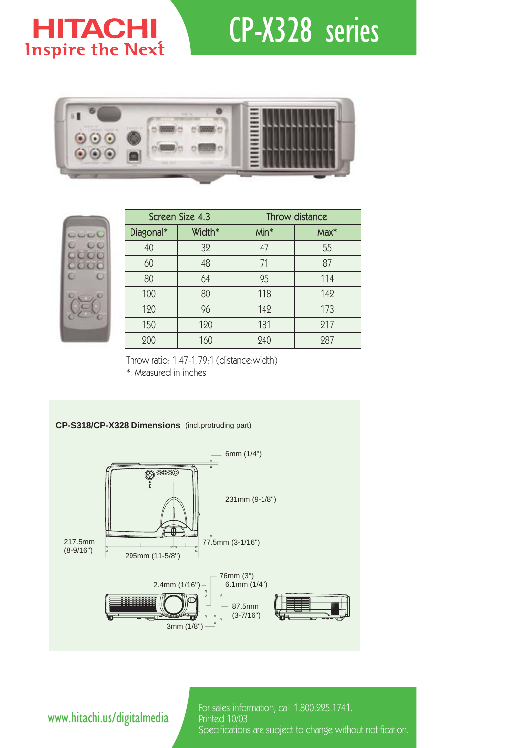# HITACHI
Inspire the Next

# CP-X328 series

| Screen Size 4.3 | | Throw distance | |
|---|---|---|---|
| Diagonal* | Width* | Min* | Max* |
| 40 | 32 | 47 | 55 |
| 60 | 48 | 71 | 87 |
| 80 | 64 | 95 | 114 |
| 100 | 80 | 118 | 142 |
| 120 | 96 | 142 | 173 |
| 150 | 120 | 181 | 217 |
| 200 | 160 | 240 | 287 |

Throw ratio: 1.47-1.79:1 (distance:width)
*: Measured in inches

**CP-S318/CP-X328 Dimensions** (incl.protruding part)

6mm (1/4")
231mm (9-1/8")
217.5mm (8-9/16")
77.5mm (3-1/16")
295mm (11-5/8")
76mm (3")
2.4mm (1/16")
6.1mm (1/4")
87.5mm (3-7/16")
3mm (1/8")

www.hitachi.us/digitalmedia

For sales information, call 1.800.225.1741.
Printed 10/03
Specifications are subject to change without notification.